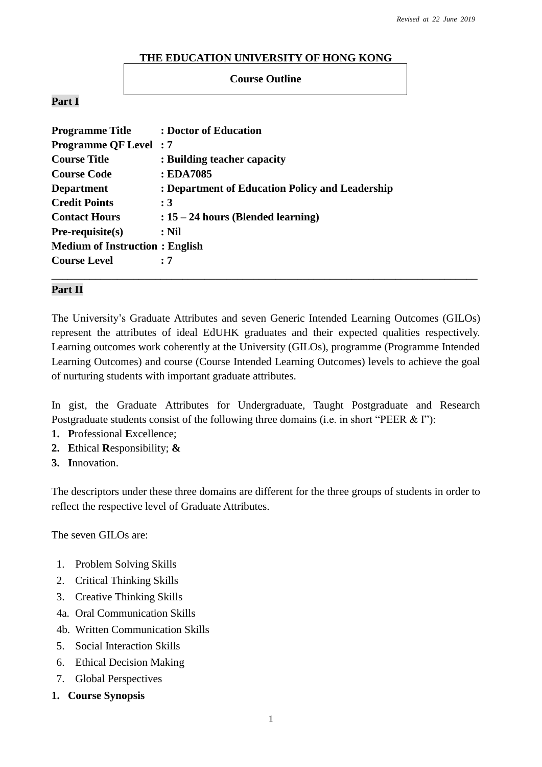*Revised at 22 June 2019*

**THE EDUCATION UNIVERSITY OF HONG KONG**

**Course Outline**

**Part I**

**Programme Title : Doctor of Education**
**Programme QF Level : 7**
**Course Title : Building teacher capacity**
**Course Code : EDA7085**
**Department : Department of Education Policy and Leadership**
**Credit Points : 3**
**Contact Hours : 15 – 24 hours (Blended learning)**
**Pre-requisite(s) : Nil**
**Medium of Instruction : English**
**Course Level : 7**

---

**Part II**

The University's Graduate Attributes and seven Generic Intended Learning Outcomes (GILOs) represent the attributes of ideal EdUHK graduates and their expected qualities respectively. Learning outcomes work coherently at the University (GILOs), programme (Programme Intended Learning Outcomes) and course (Course Intended Learning Outcomes) levels to achieve the goal of nurturing students with important graduate attributes.

In gist, the Graduate Attributes for Undergraduate, Taught Postgraduate and Research Postgraduate students consist of the following three domains (i.e. in short "PEER & I"):

1. **P**rofessional **E**xcellence;
2. **E**thical **R**esponsibility; **&**
3. **I**nnovation.

The descriptors under these three domains are different for the three groups of students in order to reflect the respective level of Graduate Attributes.

The seven GILOs are:

1. Problem Solving Skills
2. Critical Thinking Skills
3. Creative Thinking Skills

4a. Oral Communication Skills
4b. Written Communication Skills

5. Social Interaction Skills
6. Ethical Decision Making
7. Global Perspectives

**1. Course Synopsis**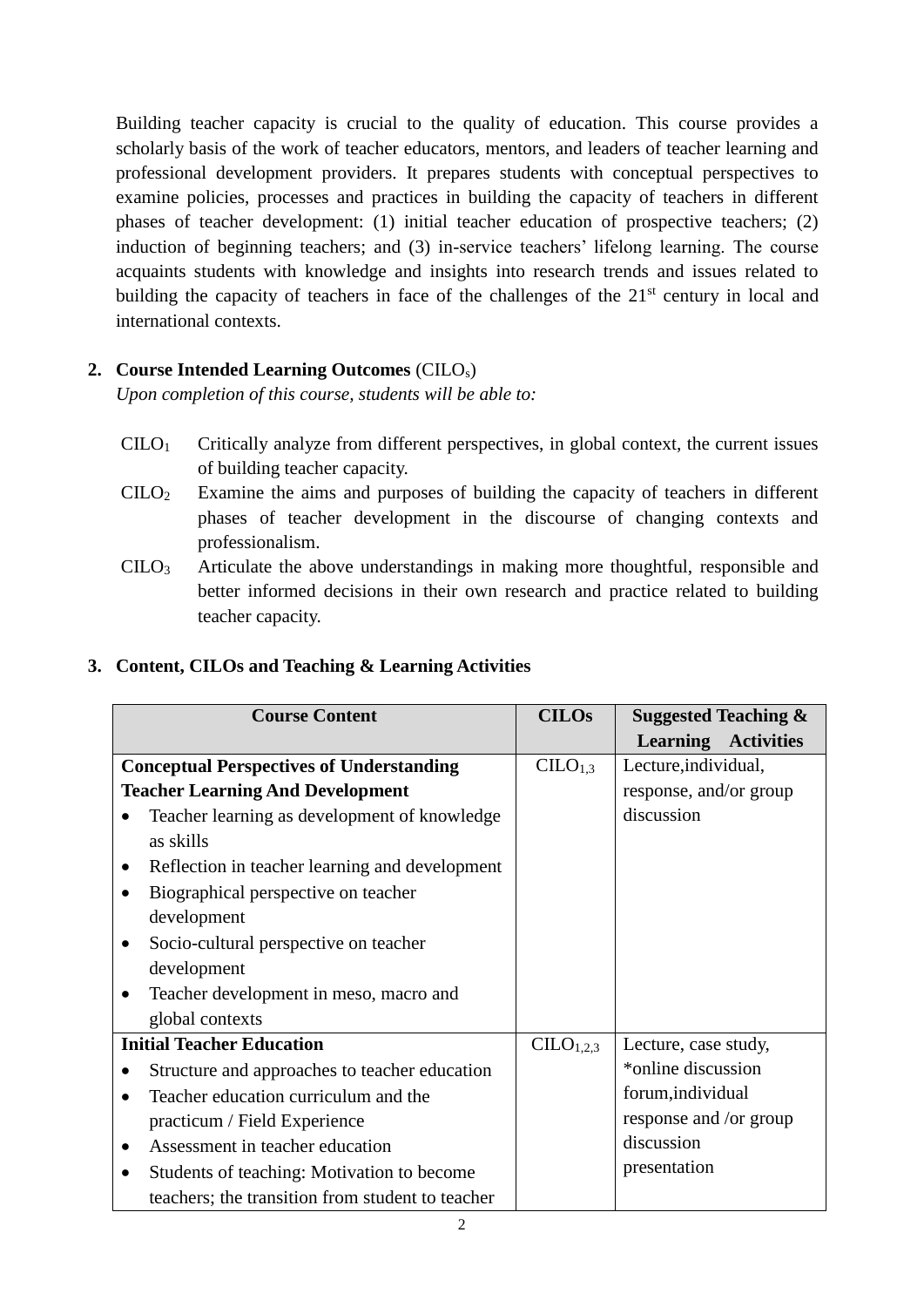Building teacher capacity is crucial to the quality of education. This course provides a scholarly basis of the work of teacher educators, mentors, and leaders of teacher learning and professional development providers. It prepares students with conceptual perspectives to examine policies, processes and practices in building the capacity of teachers in different phases of teacher development: (1) initial teacher education of prospective teachers; (2) induction of beginning teachers; and (3) in-service teachers' lifelong learning. The course acquaints students with knowledge and insights into research trends and issues related to building the capacity of teachers in face of the challenges of the 21st century in local and international contexts.

## 2. Course Intended Learning Outcomes (CILOs)

*Upon completion of this course, students will be able to:*

- $CILO_1$ Critically analyze from different perspectives, in global context, the current issues of building teacher capacity.
- $CILO_2$ Examine the aims and purposes of building the capacity of teachers in different phases of teacher development in the discourse of changing contexts and professionalism.
- $CILO_3$ Articulate the above understandings in making more thoughtful, responsible and better informed decisions in their own research and practice related to building teacher capacity.

## 3. Content, CILOs and Teaching & Learning Activities

| Course Content | CILOs | Suggested Teaching & Learning Activities |
|---|---|---|
| **Conceptual Perspectives of Understanding Teacher Learning And Development**<br>• Teacher learning as development of knowledge as skills<br>• Reflection in teacher learning and development<br>• Biographical perspective on teacher development<br>• Socio-cultural perspective on teacher development<br>• Teacher development in meso, macro and global contexts | $CILO_{1,3}$ | Lecture,individual, response, and/or group discussion |
| **Initial Teacher Education**<br>• Structure and approaches to teacher education<br>• Teacher education curriculum and the practicum / Field Experience<br>• Assessment in teacher education<br>• Students of teaching: Motivation to become teachers; the transition from student to teacher | $CILO_{1,2,3}$ | Lecture, case study, *online discussion forum,individual response and /or group discussion presentation |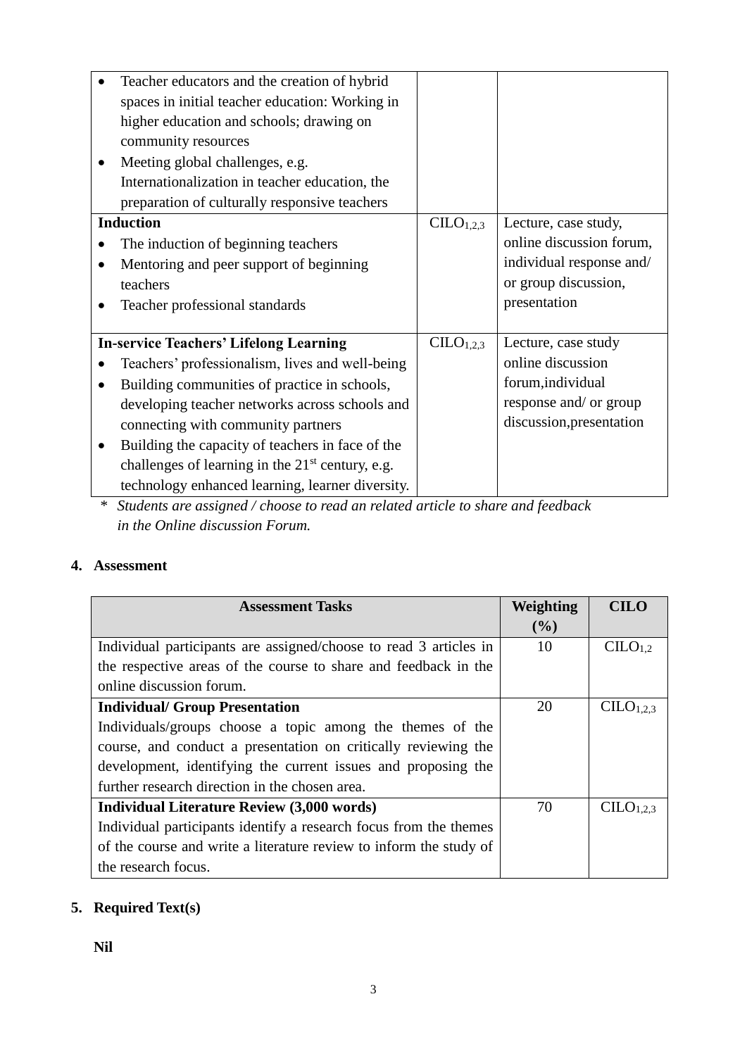| | | |
|---|---|---|
| • Teacher educators and the creation of hybrid spaces in initial teacher education: Working in higher education and schools; drawing on community resources<br>• Meeting global challenges, e.g. Internationalization in teacher education, the preparation of culturally responsive teachers | | |
| **Induction**<br>• The induction of beginning teachers<br>• Mentoring and peer support of beginning teachers<br>• Teacher professional standards | $CILO_{1,2,3}$ | Lecture, case study, online discussion forum, individual response and/ or group discussion, presentation |
| **In-service Teachers' Lifelong Learning**<br>• Teachers' professionalism, lives and well-being<br>• Building communities of practice in schools, developing teacher networks across schools and connecting with community partners<br>• Building the capacity of teachers in face of the challenges of learning in the 21st century, e.g. technology enhanced learning, learner diversity. | $CILO_{1,2,3}$ | Lecture, case study online discussion forum,individual response and/ or group discussion,presentation |

*\* Students are assigned / choose to read an related article to share and feedback in the Online discussion Forum.*

## 4. Assessment

| Assessment Tasks | Weighting (%) | CILO |
|---|---|---|
| Individual participants are assigned/choose to read 3 articles in the respective areas of the course to share and feedback in the online discussion forum. | 10 | $CILO_{1,2}$ |
| **Individual/ Group Presentation**<br>Individuals/groups choose a topic among the themes of the course, and conduct a presentation on critically reviewing the development, identifying the current issues and proposing the further research direction in the chosen area. | 20 | $CILO_{1,2,3}$ |
| **Individual Literature Review (3,000 words)**<br>Individual participants identify a research focus from the themes of the course and write a literature review to inform the study of the research focus. | 70 | $CILO_{1,2,3}$ |

## 5. Required Text(s)

**Nil**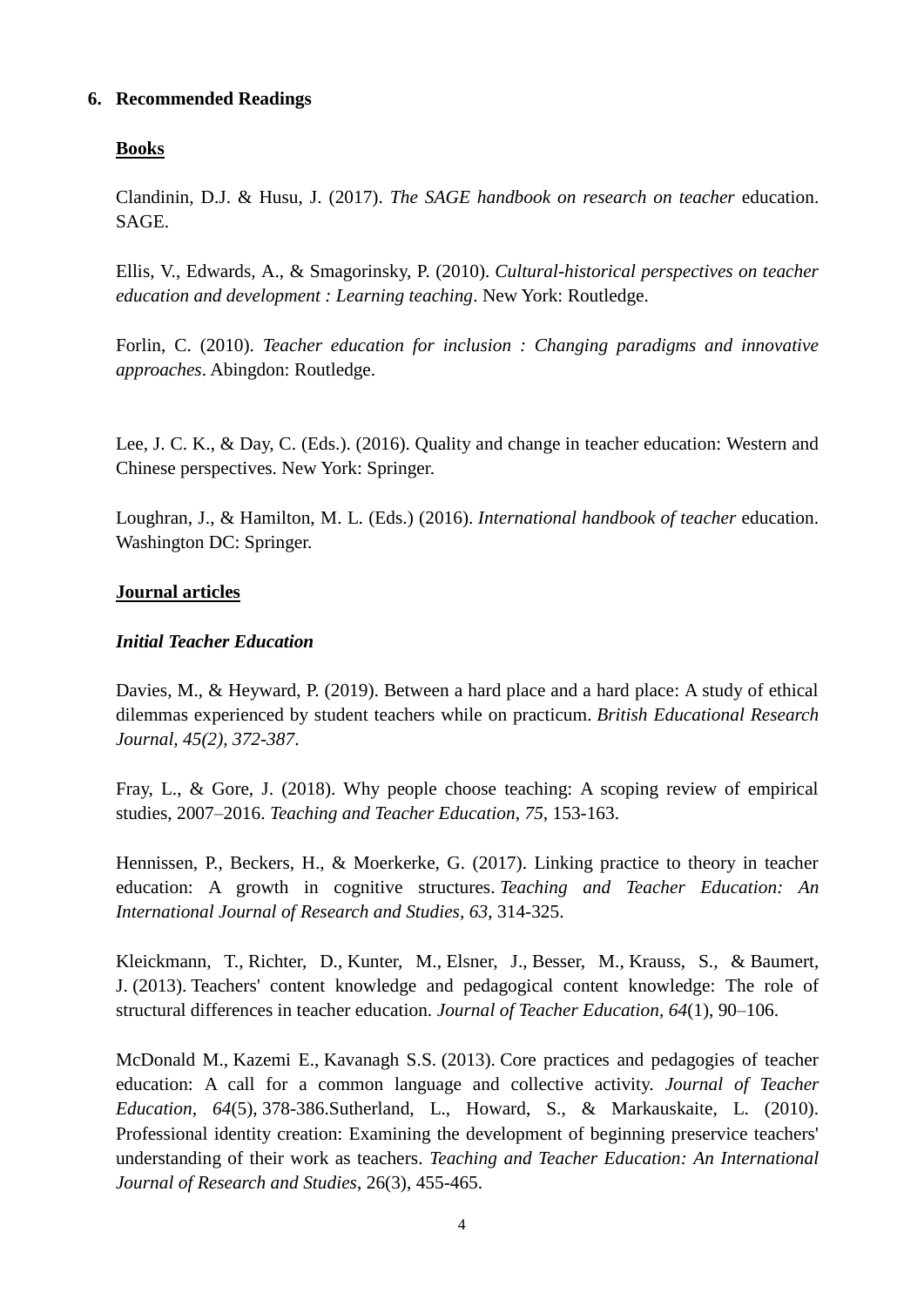## 6. Recommended Readings

**Books**

Clandinin, D.J. & Husu, J. (2017). *The SAGE handbook on research on teacher* education. SAGE.

Ellis, V., Edwards, A., & Smagorinsky, P. (2010). *Cultural-historical perspectives on teacher education and development : Learning teaching*. New York: Routledge.

Forlin, C. (2010). *Teacher education for inclusion : Changing paradigms and innovative approaches*. Abingdon: Routledge.

Lee, J. C. K., & Day, C. (Eds.). (2016). Quality and change in teacher education: Western and Chinese perspectives. New York: Springer.

Loughran, J., & Hamilton, M. L. (Eds.) (2016). *International handbook of teacher* education. Washington DC: Springer.

**Journal articles**

***Initial Teacher Education***

Davies, M., & Heyward, P. (2019). Between a hard place and a hard place: A study of ethical dilemmas experienced by student teachers while on practicum. *British Educational Research Journal, 45(2), 372-387*.

Fray, L., & Gore, J. (2018). Why people choose teaching: A scoping review of empirical studies, 2007–2016. *Teaching and Teacher Education*, *75*, 153-163.

Hennissen, P., Beckers, H., & Moerkerke, G. (2017). Linking practice to theory in teacher education: A growth in cognitive structures. *Teaching and Teacher Education: An International Journal of Research and Studies*, *63*, 314-325.

Kleickmann, T., Richter, D., Kunter, M., Elsner, J., Besser, M., Krauss, S., & Baumert, J. (2013). Teachers' content knowledge and pedagogical content knowledge: The role of structural differences in teacher education. *Journal of Teacher Education, 64*(1), 90–106.

McDonald M., Kazemi E., Kavanagh S.S. (2013). Core practices and pedagogies of teacher education: A call for a common language and collective activity. *Journal of Teacher Education, 64*(5), 378-386.Sutherland, L., Howard, S., & Markauskaite, L. (2010). Professional identity creation: Examining the development of beginning preservice teachers' understanding of their work as teachers. *Teaching and Teacher Education: An International Journal of Research and Studies*, 26(3), 455-465.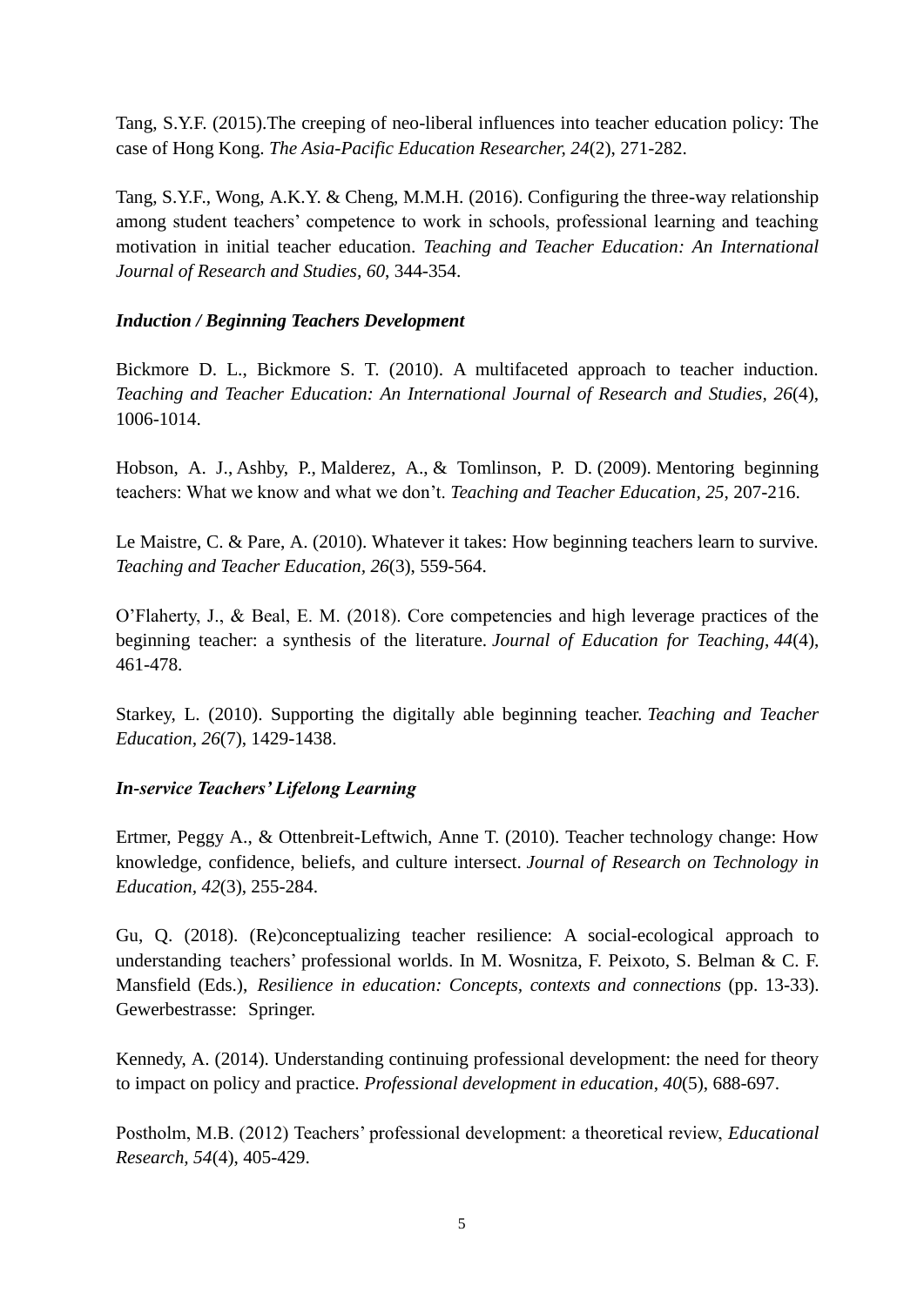Tang, S.Y.F. (2015).The creeping of neo-liberal influences into teacher education policy: The case of Hong Kong. *The Asia-Pacific Education Researcher, 24*(2), 271-282.

Tang, S.Y.F., Wong, A.K.Y. & Cheng, M.M.H. (2016). Configuring the three-way relationship among student teachers' competence to work in schools, professional learning and teaching motivation in initial teacher education. *Teaching and Teacher Education: An International Journal of Research and Studies, 60*, 344-354.

***Induction / Beginning Teachers Development***

Bickmore D. L., Bickmore S. T. (2010). A multifaceted approach to teacher induction. *Teaching and Teacher Education: An International Journal of Research and Studies, 26*(4), 1006-1014.

Hobson, A. J., Ashby, P., Malderez, A., & Tomlinson, P. D. (2009). Mentoring beginning teachers: What we know and what we don't. *Teaching and Teacher Education, 25*, 207-216.

Le Maistre, C. & Pare, A. (2010). Whatever it takes: How beginning teachers learn to survive. *Teaching and Teacher Education, 26*(3), 559-564.

O'Flaherty, J., & Beal, E. M. (2018). Core competencies and high leverage practices of the beginning teacher: a synthesis of the literature. *Journal of Education for Teaching, 44*(4), 461-478.

Starkey, L. (2010). Supporting the digitally able beginning teacher. *Teaching and Teacher Education, 26*(7), 1429-1438.

***In-service Teachers' Lifelong Learning***

Ertmer, Peggy A., & Ottenbreit-Leftwich, Anne T. (2010). Teacher technology change: How knowledge, confidence, beliefs, and culture intersect. *Journal of Research on Technology in Education, 42*(3), 255-284.

Gu, Q. (2018). (Re)conceptualizing teacher resilience: A social-ecological approach to understanding teachers' professional worlds. In M. Wosnitza, F. Peixoto, S. Belman & C. F. Mansfield (Eds.), *Resilience in education: Concepts, contexts and connections* (pp. 13-33). Gewerbestrasse: Springer.

Kennedy, A. (2014). Understanding continuing professional development: the need for theory to impact on policy and practice. *Professional development in education, 40*(5), 688-697.

Postholm, M.B. (2012) Teachers' professional development: a theoretical review, *Educational Research, 54*(4), 405-429.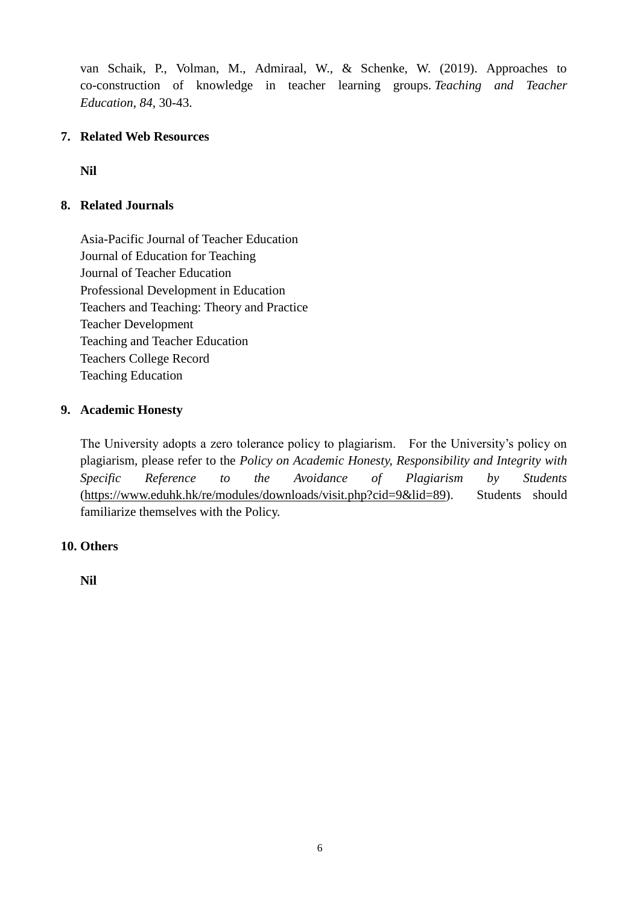van Schaik, P., Volman, M., Admiraal, W., & Schenke, W. (2019). Approaches to co-construction of knowledge in teacher learning groups. *Teaching and Teacher Education*, *84*, 30-43.

## 7. Related Web Resources

**Nil**

## 8. Related Journals

Asia-Pacific Journal of Teacher Education
Journal of Education for Teaching
Journal of Teacher Education
Professional Development in Education
Teachers and Teaching: Theory and Practice
Teacher Development
Teaching and Teacher Education
Teachers College Record
Teaching Education

## 9. Academic Honesty

The University adopts a zero tolerance policy to plagiarism. For the University's policy on plagiarism, please refer to the *Policy on Academic Honesty, Responsibility and Integrity with Specific Reference to the Avoidance of Plagiarism by Students* (https://www.eduhk.hk/re/modules/downloads/visit.php?cid=9&lid=89). Students should familiarize themselves with the Policy.

## 10. Others

**Nil**